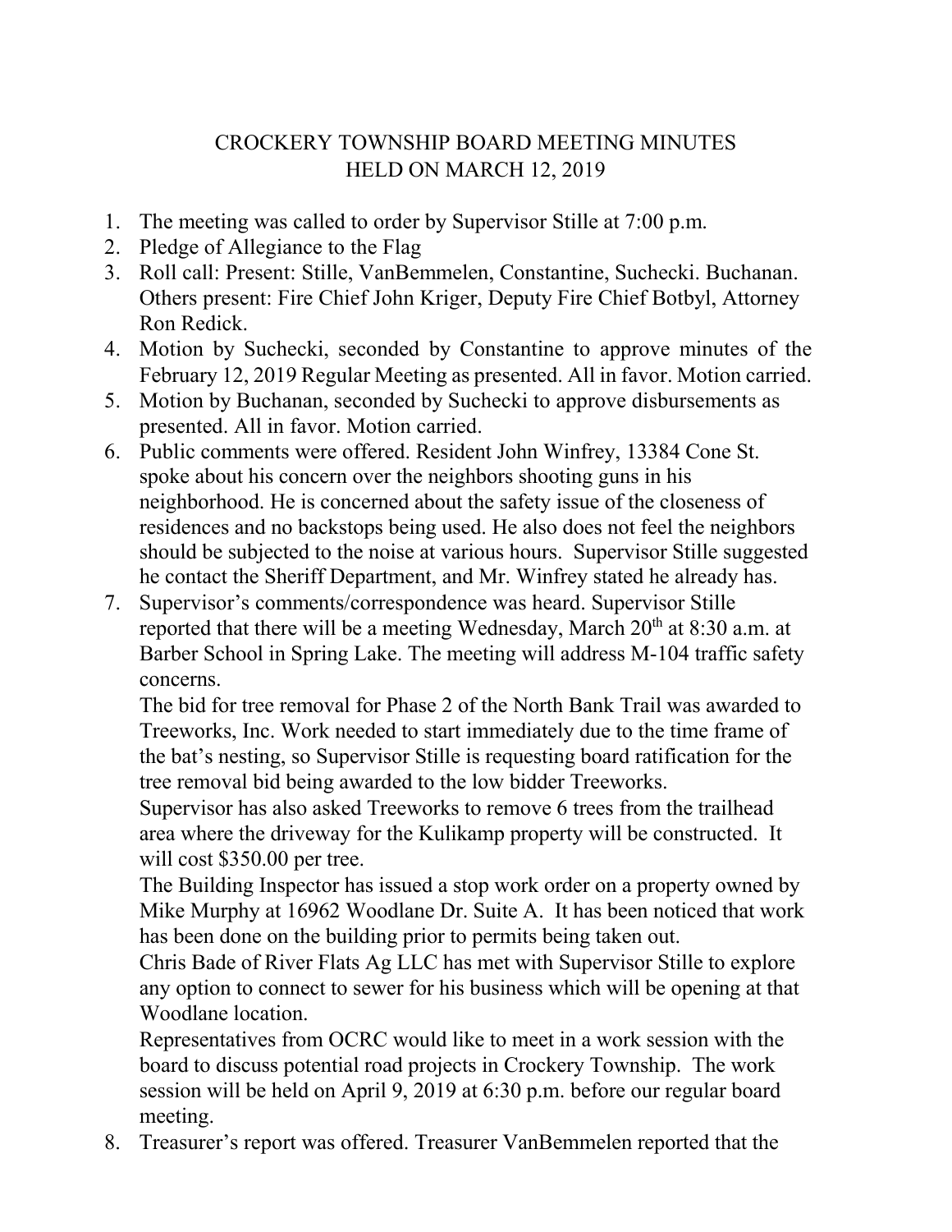# CROCKERY TOWNSHIP BOARD MEETING MINUTES
## HELD ON MARCH 12, 2019

1. The meeting was called to order by Supervisor Stille at 7:00 p.m.
2. Pledge of Allegiance to the Flag
3. Roll call: Present: Stille, VanBemmelen, Constantine, Suchecki. Buchanan. Others present: Fire Chief John Kriger, Deputy Fire Chief Botbyl, Attorney Ron Redick.
4. Motion by Suchecki, seconded by Constantine to approve minutes of the February 12, 2019 Regular Meeting as presented. All in favor. Motion carried.
5. Motion by Buchanan, seconded by Suchecki to approve disbursements as presented. All in favor. Motion carried.
6. Public comments were offered. Resident John Winfrey, 13384 Cone St. spoke about his concern over the neighbors shooting guns in his neighborhood. He is concerned about the safety issue of the closeness of residences and no backstops being used. He also does not feel the neighbors should be subjected to the noise at various hours. Supervisor Stille suggested he contact the Sheriff Department, and Mr. Winfrey stated he already has.
7. Supervisor's comments/correspondence was heard. Supervisor Stille reported that there will be a meeting Wednesday, March 20th at 8:30 a.m. at Barber School in Spring Lake. The meeting will address M-104 traffic safety concerns.

   The bid for tree removal for Phase 2 of the North Bank Trail was awarded to Treeworks, Inc. Work needed to start immediately due to the time frame of the bat's nesting, so Supervisor Stille is requesting board ratification for the tree removal bid being awarded to the low bidder Treeworks.

   Supervisor has also asked Treeworks to remove 6 trees from the trailhead area where the driveway for the Kulikamp property will be constructed. It will cost $350.00 per tree.

   The Building Inspector has issued a stop work order on a property owned by Mike Murphy at 16962 Woodlane Dr. Suite A. It has been noticed that work has been done on the building prior to permits being taken out.

   Chris Bade of River Flats Ag LLC has met with Supervisor Stille to explore any option to connect to sewer for his business which will be opening at that Woodlane location.

   Representatives from OCRC would like to meet in a work session with the board to discuss potential road projects in Crockery Township. The work session will be held on April 9, 2019 at 6:30 p.m. before our regular board meeting.
8. Treasurer's report was offered. Treasurer VanBemmelen reported that the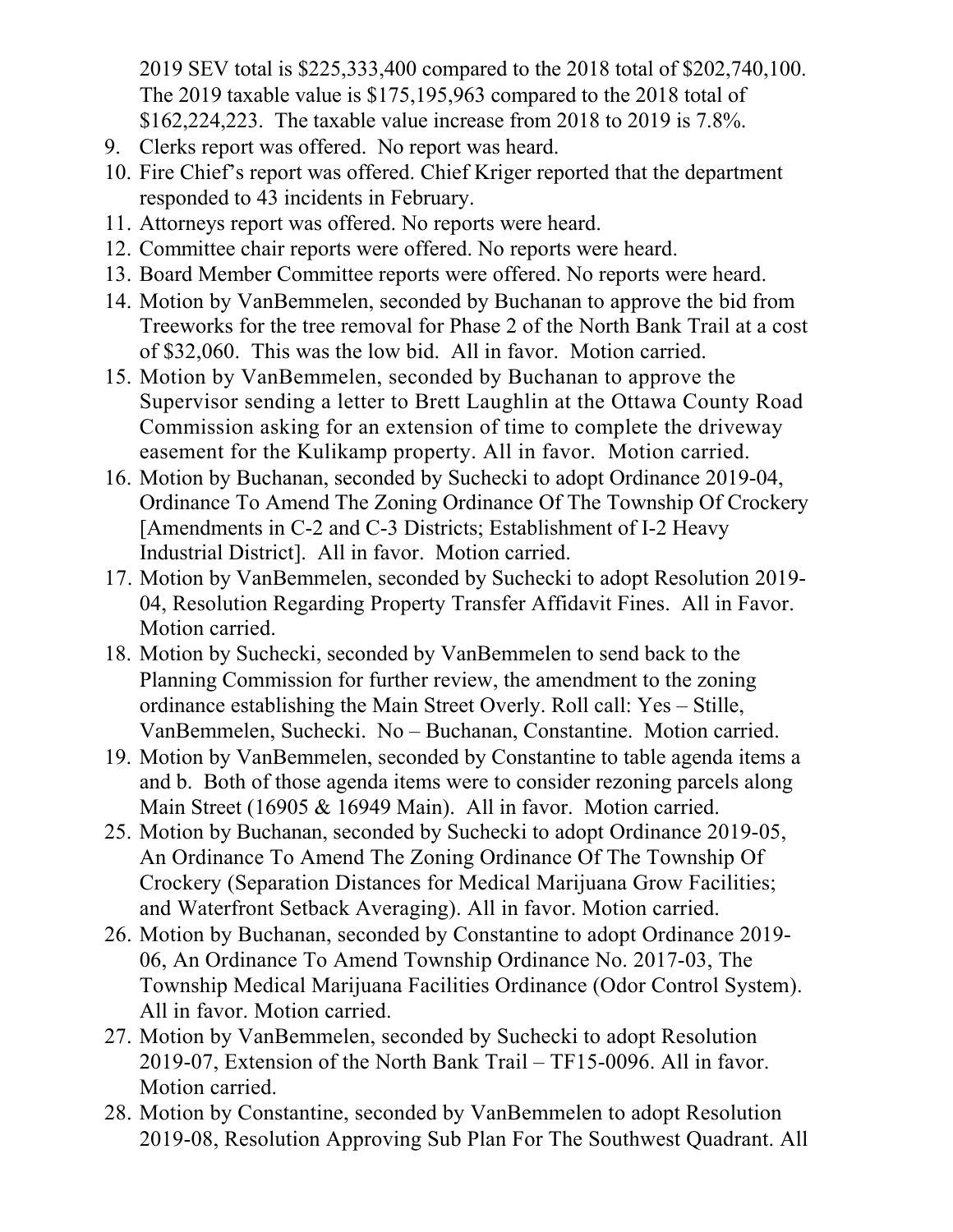2019 SEV total is $225,333,400 compared to the 2018 total of $202,740,100. The 2019 taxable value is $175,195,963 compared to the 2018 total of $162,224,223. The taxable value increase from 2018 to 2019 is 7.8%.

9. Clerks report was offered. No report was heard.
10. Fire Chief's report was offered. Chief Kriger reported that the department responded to 43 incidents in February.
11. Attorneys report was offered. No reports were heard.
12. Committee chair reports were offered. No reports were heard.
13. Board Member Committee reports were offered. No reports were heard.
14. Motion by VanBemmelen, seconded by Buchanan to approve the bid from Treeworks for the tree removal for Phase 2 of the North Bank Trail at a cost of $32,060. This was the low bid. All in favor. Motion carried.
15. Motion by VanBemmelen, seconded by Buchanan to approve the Supervisor sending a letter to Brett Laughlin at the Ottawa County Road Commission asking for an extension of time to complete the driveway easement for the Kulikamp property. All in favor. Motion carried.
16. Motion by Buchanan, seconded by Suchecki to adopt Ordinance 2019-04, Ordinance To Amend The Zoning Ordinance Of The Township Of Crockery [Amendments in C-2 and C-3 Districts; Establishment of I-2 Heavy Industrial District]. All in favor. Motion carried.
17. Motion by VanBemmelen, seconded by Suchecki to adopt Resolution 2019-04, Resolution Regarding Property Transfer Affidavit Fines. All in Favor. Motion carried.
18. Motion by Suchecki, seconded by VanBemmelen to send back to the Planning Commission for further review, the amendment to the zoning ordinance establishing the Main Street Overly. Roll call: Yes – Stille, VanBemmelen, Suchecki. No – Buchanan, Constantine. Motion carried.
19. Motion by VanBemmelen, seconded by Constantine to table agenda items a and b. Both of those agenda items were to consider rezoning parcels along Main Street (16905 & 16949 Main). All in favor. Motion carried.
25. Motion by Buchanan, seconded by Suchecki to adopt Ordinance 2019-05, An Ordinance To Amend The Zoning Ordinance Of The Township Of Crockery (Separation Distances for Medical Marijuana Grow Facilities; and Waterfront Setback Averaging). All in favor. Motion carried.
26. Motion by Buchanan, seconded by Constantine to adopt Ordinance 2019-06, An Ordinance To Amend Township Ordinance No. 2017-03, The Township Medical Marijuana Facilities Ordinance (Odor Control System). All in favor. Motion carried.
27. Motion by VanBemmelen, seconded by Suchecki to adopt Resolution 2019-07, Extension of the North Bank Trail – TF15-0096. All in favor. Motion carried.
28. Motion by Constantine, seconded by VanBemmelen to adopt Resolution 2019-08, Resolution Approving Sub Plan For The Southwest Quadrant. All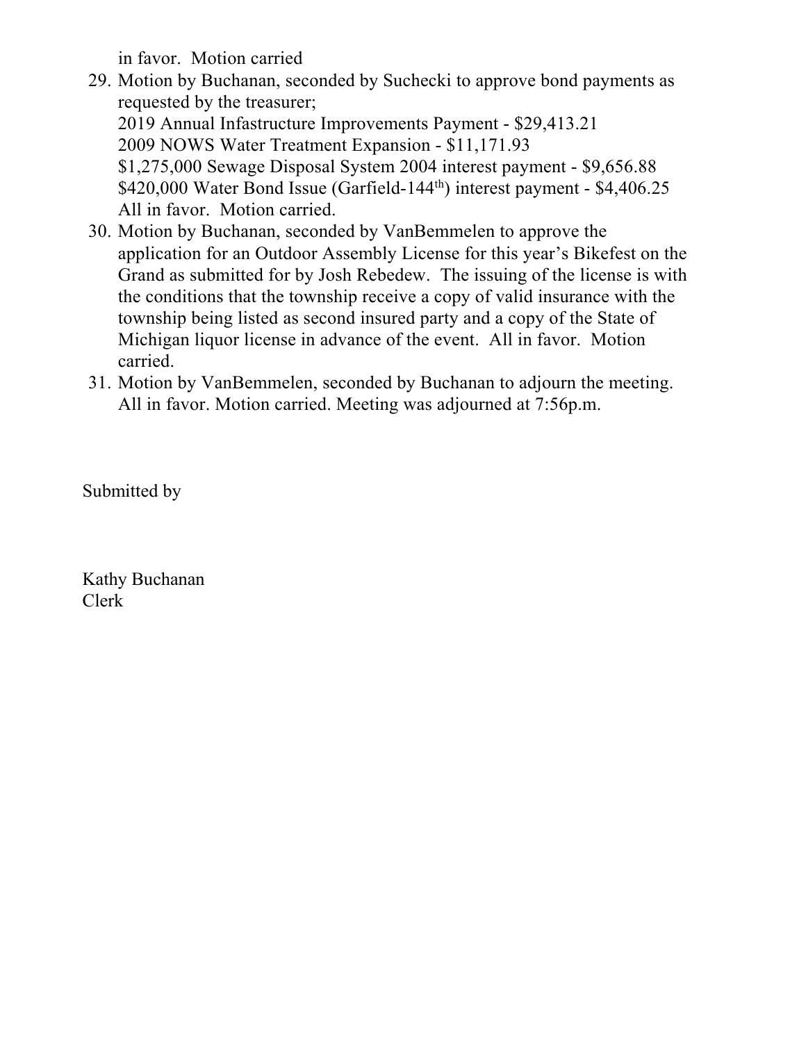in favor. Motion carried

29. Motion by Buchanan, seconded by Suchecki to approve bond payments as requested by the treasurer;
    2019 Annual Infastructure Improvements Payment - $29,413.21
    2009 NOWS Water Treatment Expansion - $11,171.93
    $1,275,000 Sewage Disposal System 2004 interest payment - $9,656.88
    $420,000 Water Bond Issue (Garfield-144th) interest payment - $4,406.25
    All in favor. Motion carried.
30. Motion by Buchanan, seconded by VanBemmelen to approve the application for an Outdoor Assembly License for this year's Bikefest on the Grand as submitted for by Josh Rebedew. The issuing of the license is with the conditions that the township receive a copy of valid insurance with the township being listed as second insured party and a copy of the State of Michigan liquor license in advance of the event. All in favor. Motion carried.
31. Motion by VanBemmelen, seconded by Buchanan to adjourn the meeting. All in favor. Motion carried. Meeting was adjourned at 7:56p.m.

Submitted by

Kathy Buchanan
Clerk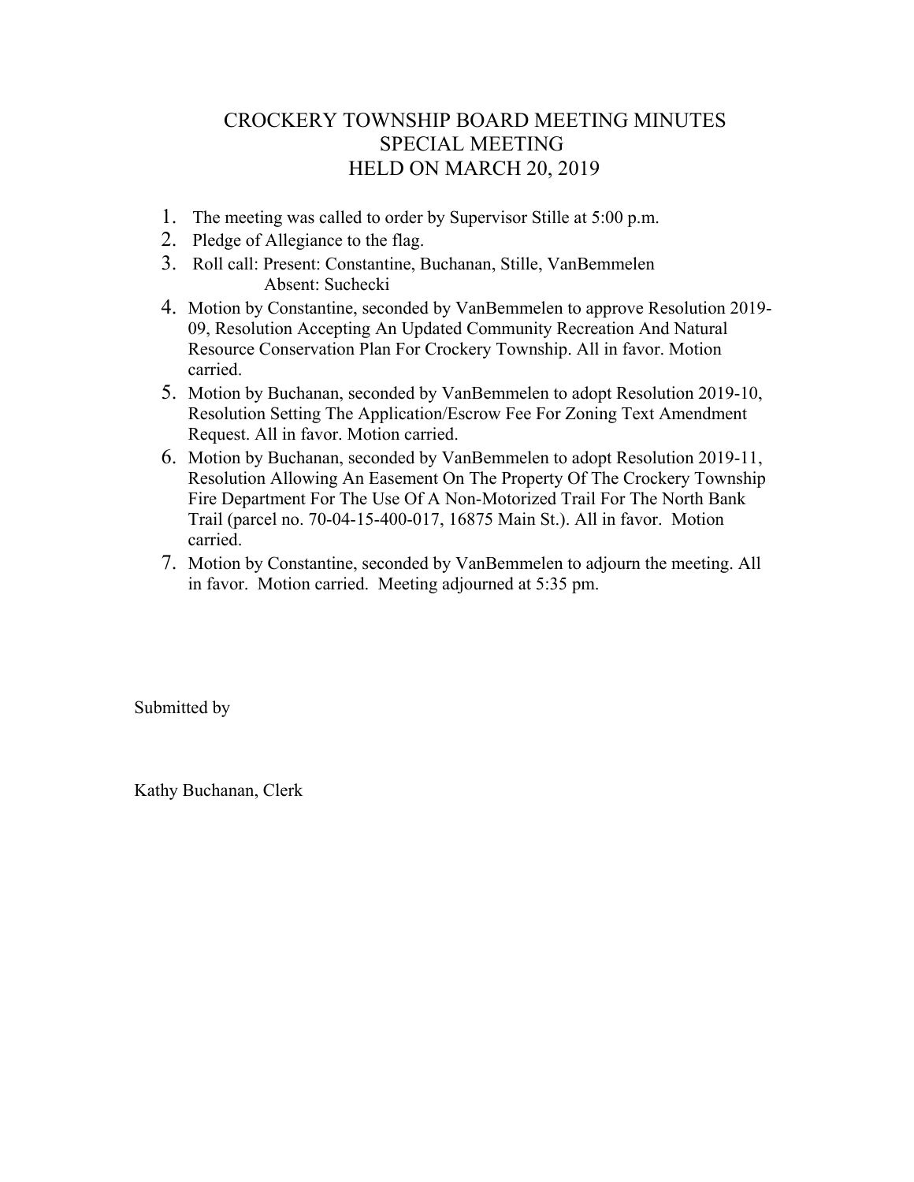# CROCKERY TOWNSHIP BOARD MEETING MINUTES
## SPECIAL MEETING
## HELD ON MARCH 20, 2019

1. The meeting was called to order by Supervisor Stille at 5:00 p.m.
2. Pledge of Allegiance to the flag.
3. Roll call: Present: Constantine, Buchanan, Stille, VanBemmelen
   Absent: Suchecki
4. Motion by Constantine, seconded by VanBemmelen to approve Resolution 2019-09, Resolution Accepting An Updated Community Recreation And Natural Resource Conservation Plan For Crockery Township. All in favor. Motion carried.
5. Motion by Buchanan, seconded by VanBemmelen to adopt Resolution 2019-10, Resolution Setting The Application/Escrow Fee For Zoning Text Amendment Request. All in favor. Motion carried.
6. Motion by Buchanan, seconded by VanBemmelen to adopt Resolution 2019-11, Resolution Allowing An Easement On The Property Of The Crockery Township Fire Department For The Use Of A Non-Motorized Trail For The North Bank Trail (parcel no. 70-04-15-400-017, 16875 Main St.). All in favor. Motion carried.
7. Motion by Constantine, seconded by VanBemmelen to adjourn the meeting. All in favor. Motion carried. Meeting adjourned at 5:35 pm.

Submitted by

Kathy Buchanan, Clerk